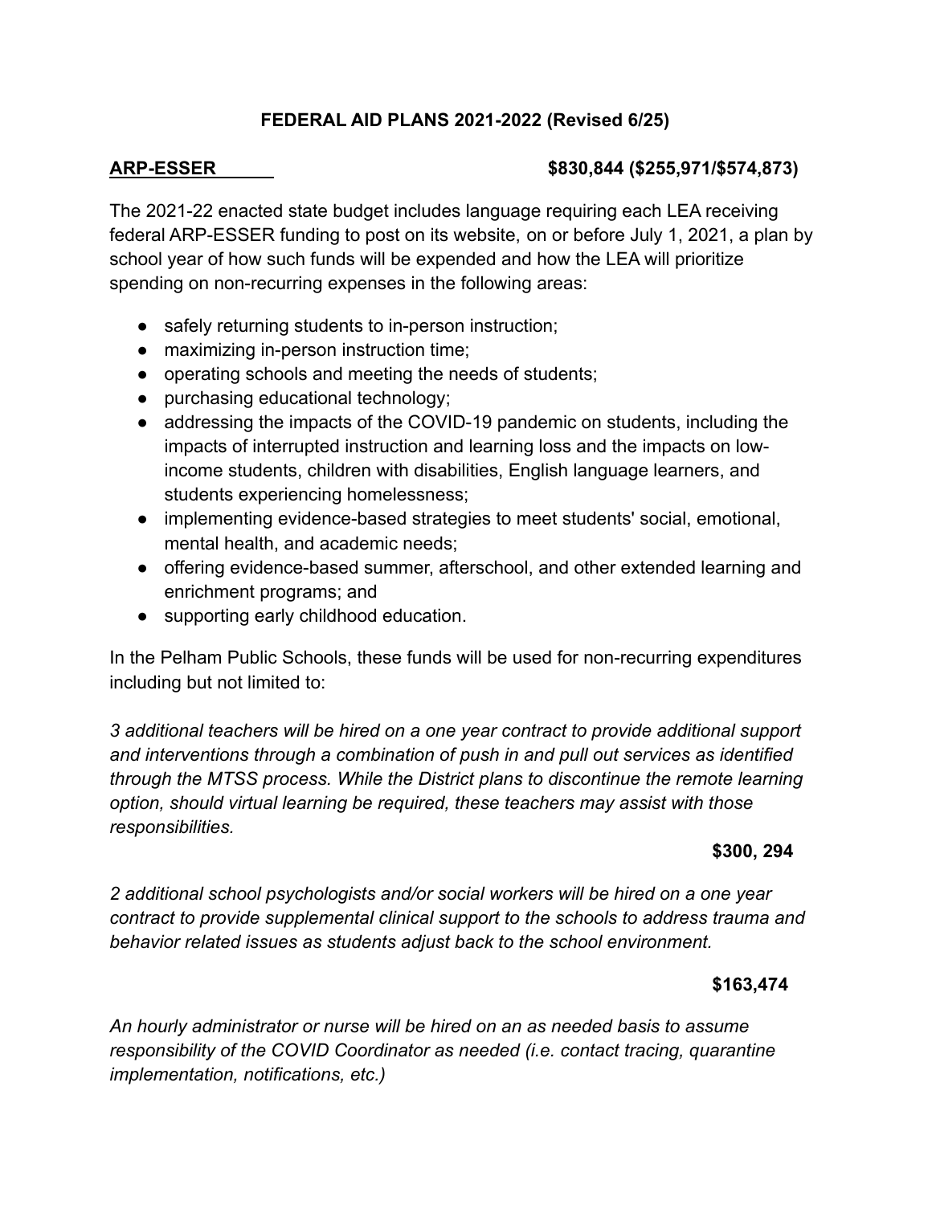# FEDERAL AID PLANS 2021-2022 (Revised 6/25)

**ARP-ESSER** **$830,844 ($255,971/$574,873)**

The 2021-22 enacted state budget includes language requiring each LEA receiving federal ARP-ESSER funding to post on its website, on or before July 1, 2021, a plan by school year of how such funds will be expended and how the LEA will prioritize spending on non-recurring expenses in the following areas:

- safely returning students to in-person instruction;
- maximizing in-person instruction time;
- operating schools and meeting the needs of students;
- purchasing educational technology;
- addressing the impacts of the COVID-19 pandemic on students, including the impacts of interrupted instruction and learning loss and the impacts on low-income students, children with disabilities, English language learners, and students experiencing homelessness;
- implementing evidence-based strategies to meet students' social, emotional, mental health, and academic needs;
- offering evidence-based summer, afterschool, and other extended learning and enrichment programs; and
- supporting early childhood education.

In the Pelham Public Schools, these funds will be used for non-recurring expenditures including but not limited to:

*3 additional teachers will be hired on a one year contract to provide additional support and interventions through a combination of push in and pull out services as identified through the MTSS process. While the District plans to discontinue the remote learning option, should virtual learning be required, these teachers may assist with those responsibilities.*

**$300, 294**

*2 additional school psychologists and/or social workers will be hired on a one year contract to provide supplemental clinical support to the schools to address trauma and behavior related issues as students adjust back to the school environment.*

**$163,474**

*An hourly administrator or nurse will be hired on an as needed basis to assume responsibility of the COVID Coordinator as needed (i.e. contact tracing, quarantine implementation, notifications, etc.)*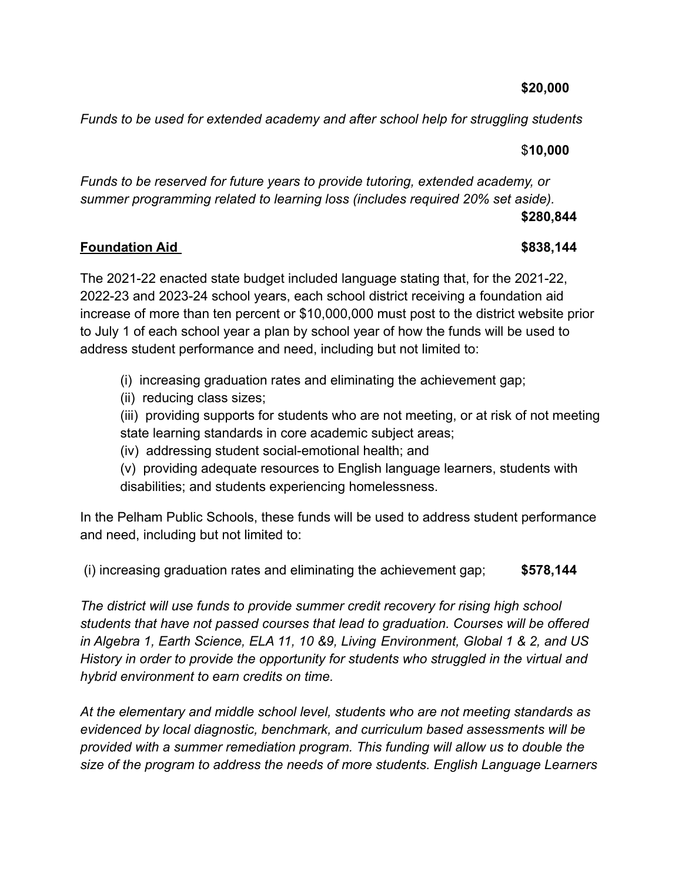**$20,000**

*Funds to be used for extended academy and after school help for struggling students*

$**10,000**

*Funds to be reserved for future years to provide tutoring, extended academy, or summer programming related to learning loss (includes required 20% set aside).*

**$280,844**

**Foundation Aid** **$838,144**

The 2021-22 enacted state budget included language stating that, for the 2021-22, 2022-23 and 2023-24 school years, each school district receiving a foundation aid increase of more than ten percent or $10,000,000 must post to the district website prior to July 1 of each school year a plan by school year of how the funds will be used to address student performance and need, including but not limited to:

(i) increasing graduation rates and eliminating the achievement gap;
(ii) reducing class sizes;
(iii) providing supports for students who are not meeting, or at risk of not meeting state learning standards in core academic subject areas;
(iv) addressing student social-emotional health; and
(v) providing adequate resources to English language learners, students with disabilities; and students experiencing homelessness.

In the Pelham Public Schools, these funds will be used to address student performance and need, including but not limited to:

(i) increasing graduation rates and eliminating the achievement gap; **$578,144**

*The district will use funds to provide summer credit recovery for rising high school students that have not passed courses that lead to graduation. Courses will be offered in Algebra 1, Earth Science, ELA 11, 10 &9, Living Environment, Global 1 & 2, and US History in order to provide the opportunity for students who struggled in the virtual and hybrid environment to earn credits on time.*

*At the elementary and middle school level, students who are not meeting standards as evidenced by local diagnostic, benchmark, and curriculum based assessments will be provided with a summer remediation program. This funding will allow us to double the size of the program to address the needs of more students. English Language Learners*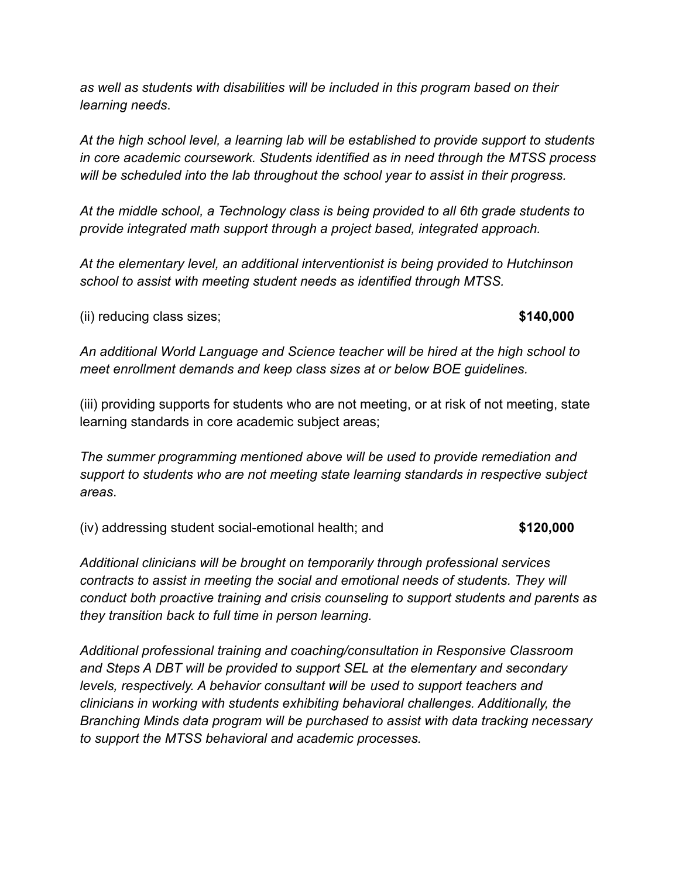*as well as students with disabilities will be included in this program based on their learning needs*.

*At the high school level, a learning lab will be established to provide support to students in core academic coursework. Students identified as in need through the MTSS process will be scheduled into the lab throughout the school year to assist in their progress.*

*At the middle school, a Technology class is being provided to all 6th grade students to provide integrated math support through a project based, integrated approach.*

*At the elementary level, an additional interventionist is being provided to Hutchinson school to assist with meeting student needs as identified through MTSS.*

(ii) reducing class sizes; **$140,000**

*An additional World Language and Science teacher will be hired at the high school to meet enrollment demands and keep class sizes at or below BOE guidelines.*

(iii) providing supports for students who are not meeting, or at risk of not meeting, state learning standards in core academic subject areas;

*The summer programming mentioned above will be used to provide remediation and support to students who are not meeting state learning standards in respective subject areas*.

(iv) addressing student social-emotional health; and **$120,000**

*Additional clinicians will be brought on temporarily through professional services contracts to assist in meeting the social and emotional needs of students. They will conduct both proactive training and crisis counseling to support students and parents as they transition back to full time in person learning.*

*Additional professional training and coaching/consultation in Responsive Classroom and Steps A DBT will be provided to support SEL at the elementary and secondary levels, respectively. A behavior consultant will be used to support teachers and clinicians in working with students exhibiting behavioral challenges. Additionally, the Branching Minds data program will be purchased to assist with data tracking necessary to support the MTSS behavioral and academic processes.*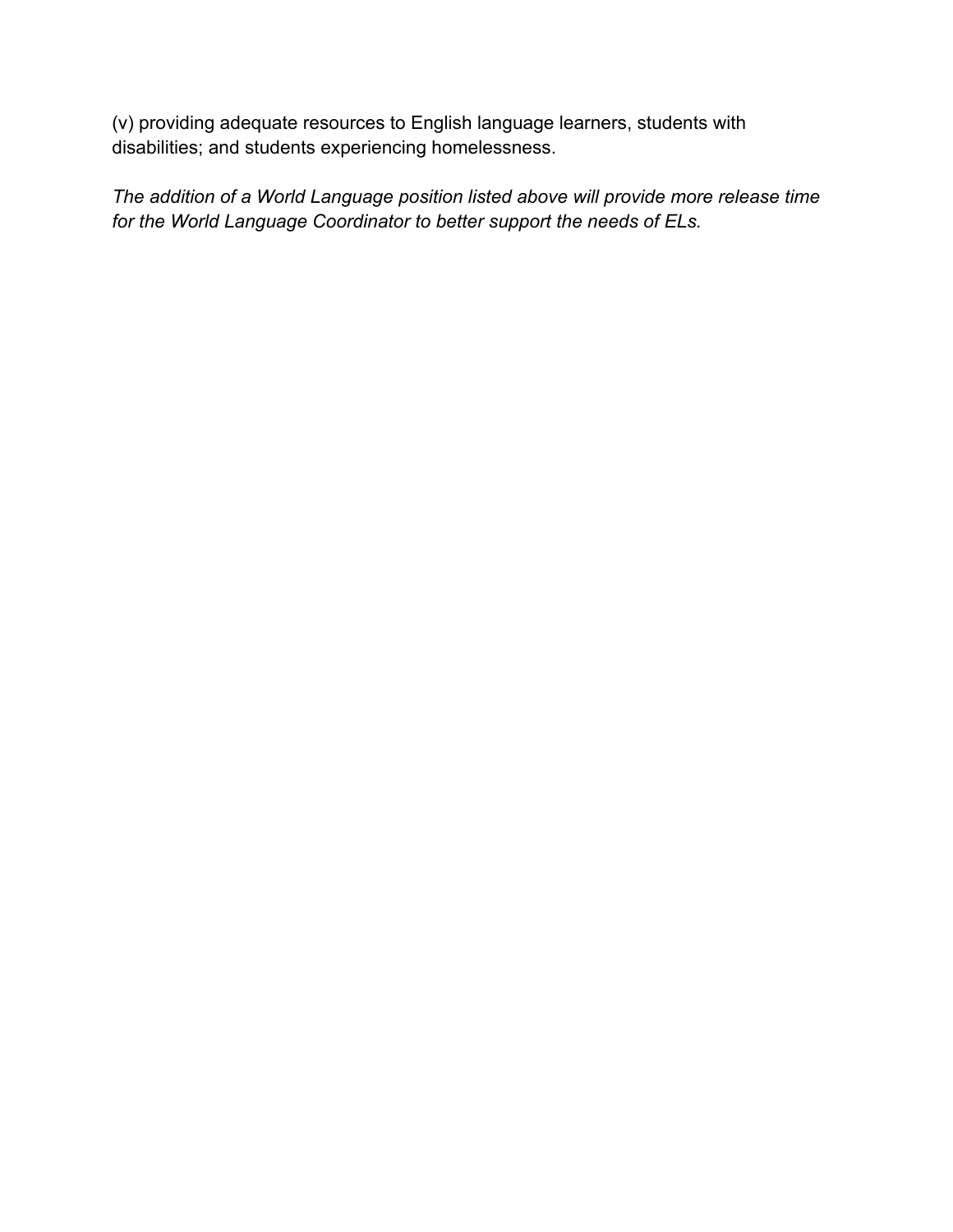(v) providing adequate resources to English language learners, students with disabilities; and students experiencing homelessness.

*The addition of a World Language position listed above will provide more release time for the World Language Coordinator to better support the needs of ELs.*